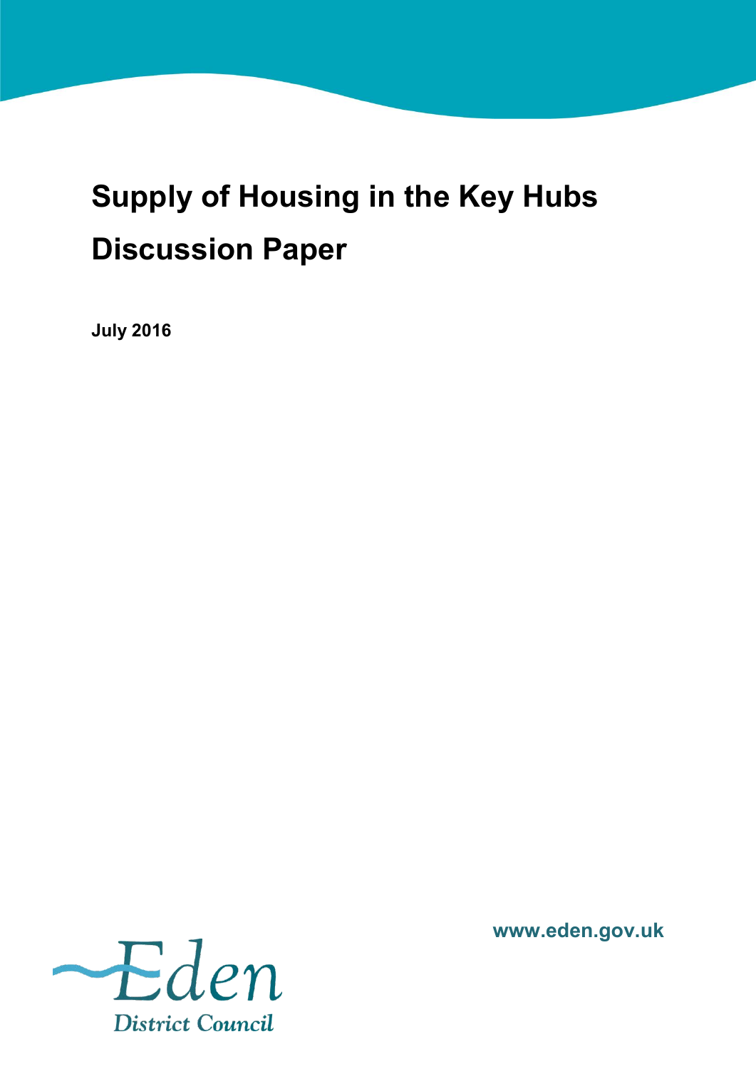# Supply of Housing in the Key Hubs

# Discussion Paper

**July 2016**

**www.eden.gov.uk**

Eden

District Council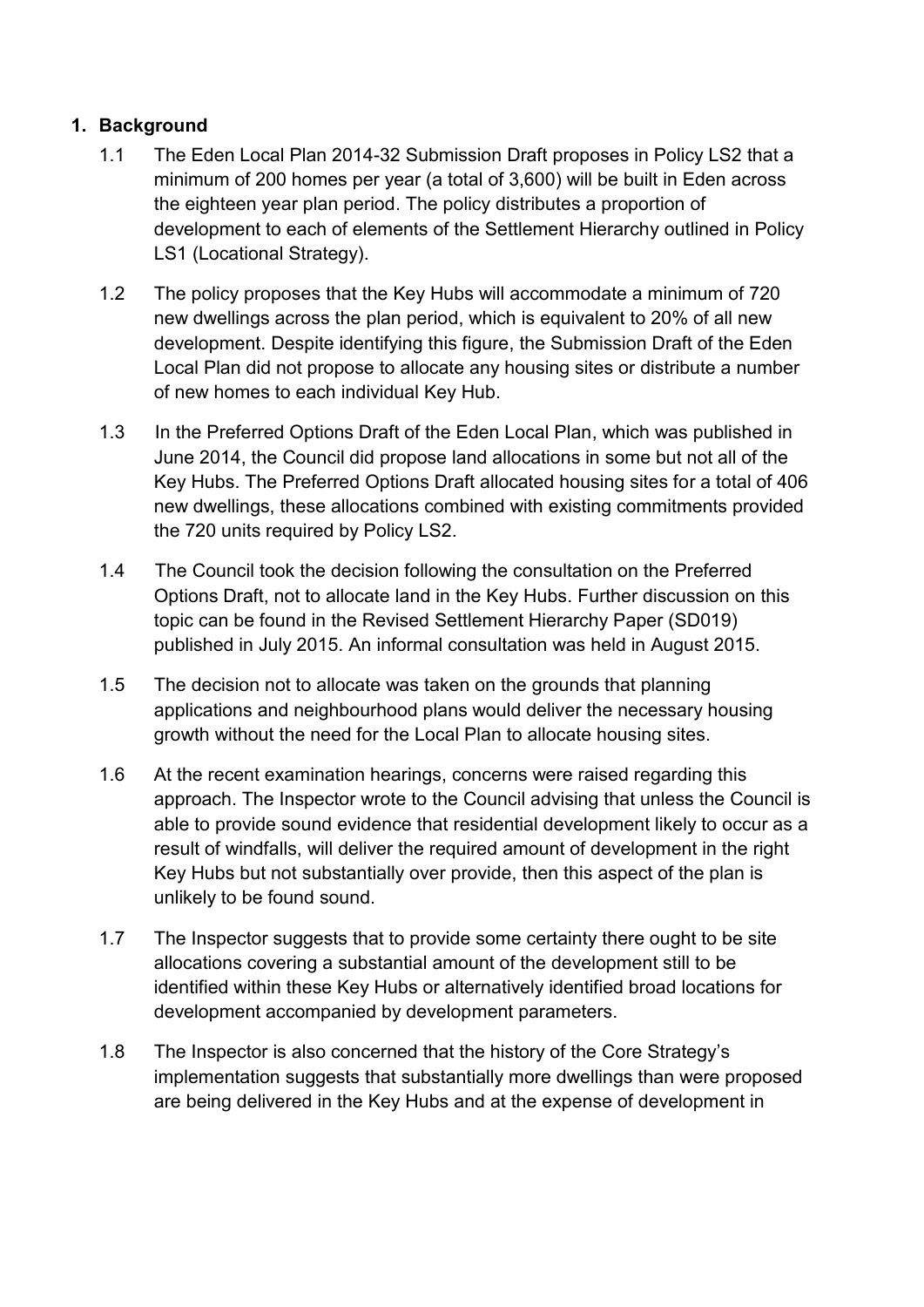## 1. Background

1.1 The Eden Local Plan 2014-32 Submission Draft proposes in Policy LS2 that a minimum of 200 homes per year (a total of 3,600) will be built in Eden across the eighteen year plan period. The policy distributes a proportion of development to each of elements of the Settlement Hierarchy outlined in Policy LS1 (Locational Strategy).

1.2 The policy proposes that the Key Hubs will accommodate a minimum of 720 new dwellings across the plan period, which is equivalent to 20% of all new development. Despite identifying this figure, the Submission Draft of the Eden Local Plan did not propose to allocate any housing sites or distribute a number of new homes to each individual Key Hub.

1.3 In the Preferred Options Draft of the Eden Local Plan, which was published in June 2014, the Council did propose land allocations in some but not all of the Key Hubs. The Preferred Options Draft allocated housing sites for a total of 406 new dwellings, these allocations combined with existing commitments provided the 720 units required by Policy LS2.

1.4 The Council took the decision following the consultation on the Preferred Options Draft, not to allocate land in the Key Hubs. Further discussion on this topic can be found in the Revised Settlement Hierarchy Paper (SD019) published in July 2015. An informal consultation was held in August 2015.

1.5 The decision not to allocate was taken on the grounds that planning applications and neighbourhood plans would deliver the necessary housing growth without the need for the Local Plan to allocate housing sites.

1.6 At the recent examination hearings, concerns were raised regarding this approach. The Inspector wrote to the Council advising that unless the Council is able to provide sound evidence that residential development likely to occur as a result of windfalls, will deliver the required amount of development in the right Key Hubs but not substantially over provide, then this aspect of the plan is unlikely to be found sound.

1.7 The Inspector suggests that to provide some certainty there ought to be site allocations covering a substantial amount of the development still to be identified within these Key Hubs or alternatively identified broad locations for development accompanied by development parameters.

1.8 The Inspector is also concerned that the history of the Core Strategy's implementation suggests that substantially more dwellings than were proposed are being delivered in the Key Hubs and at the expense of development in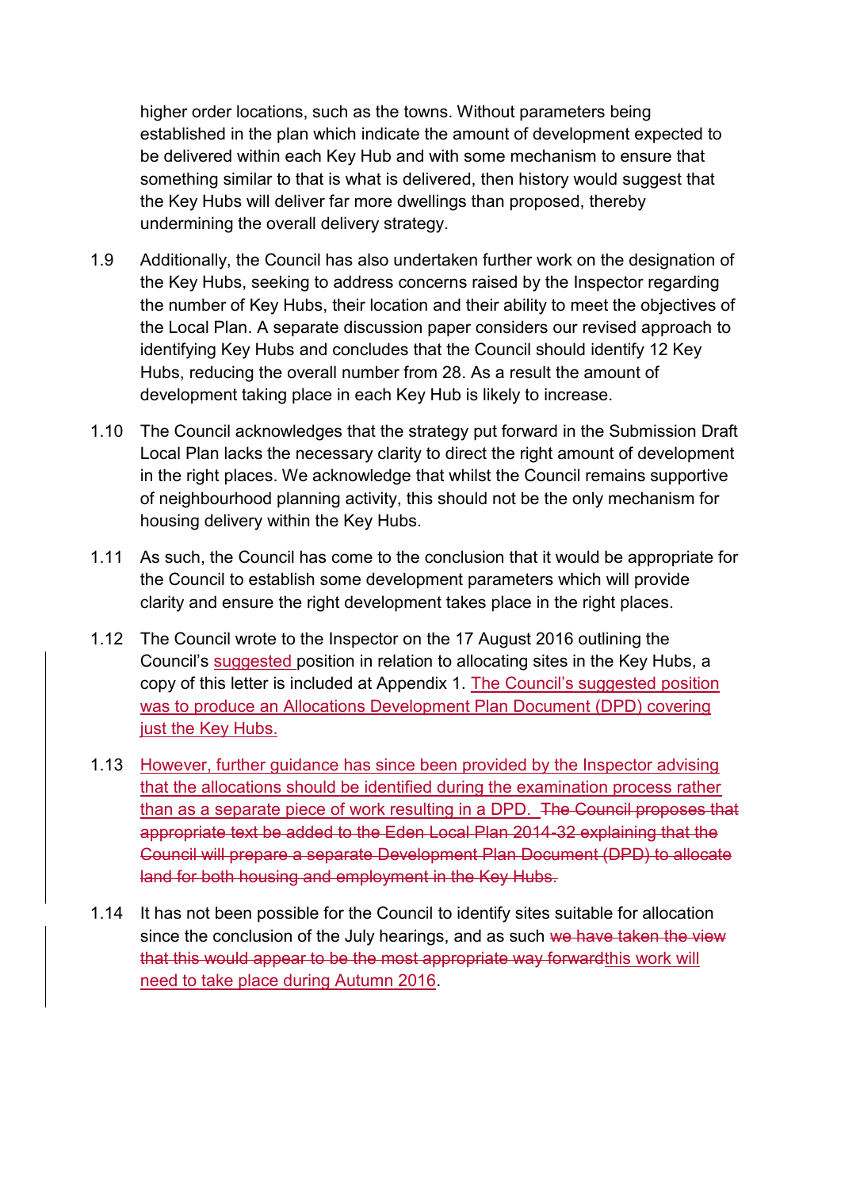higher order locations, such as the towns. Without parameters being established in the plan which indicate the amount of development expected to be delivered within each Key Hub and with some mechanism to ensure that something similar to that is what is delivered, then history would suggest that the Key Hubs will deliver far more dwellings than proposed, thereby undermining the overall delivery strategy.

1.9 Additionally, the Council has also undertaken further work on the designation of the Key Hubs, seeking to address concerns raised by the Inspector regarding the number of Key Hubs, their location and their ability to meet the objectives of the Local Plan. A separate discussion paper considers our revised approach to identifying Key Hubs and concludes that the Council should identify 12 Key Hubs, reducing the overall number from 28. As a result the amount of development taking place in each Key Hub is likely to increase.

1.10 The Council acknowledges that the strategy put forward in the Submission Draft Local Plan lacks the necessary clarity to direct the right amount of development in the right places. We acknowledge that whilst the Council remains supportive of neighbourhood planning activity, this should not be the only mechanism for housing delivery within the Key Hubs.

1.11 As such, the Council has come to the conclusion that it would be appropriate for the Council to establish some development parameters which will provide clarity and ensure the right development takes place in the right places.

1.12 The Council wrote to the Inspector on the 17 August 2016 outlining the Council's <u>suggested</u> position in relation to allocating sites in the Key Hubs, a copy of this letter is included at Appendix 1. <u>The Council's suggested position was to produce an Allocations Development Plan Document (DPD) covering just the Key Hubs.</u>

1.13 <u>However, further guidance has since been provided by the Inspector advising that the allocations should be identified during the examination process rather than as a separate piece of work resulting in a DPD.</u> ~~The Council proposes that appropriate text be added to the Eden Local Plan 2014-32 explaining that the Council will prepare a separate Development Plan Document (DPD) to allocate land for both housing and employment in the Key Hubs.~~

1.14 It has not been possible for the Council to identify sites suitable for allocation since the conclusion of the July hearings, and as such ~~we have taken the view that this would appear to be the most appropriate way forward~~<u>this work will need to take place during Autumn 2016</u>.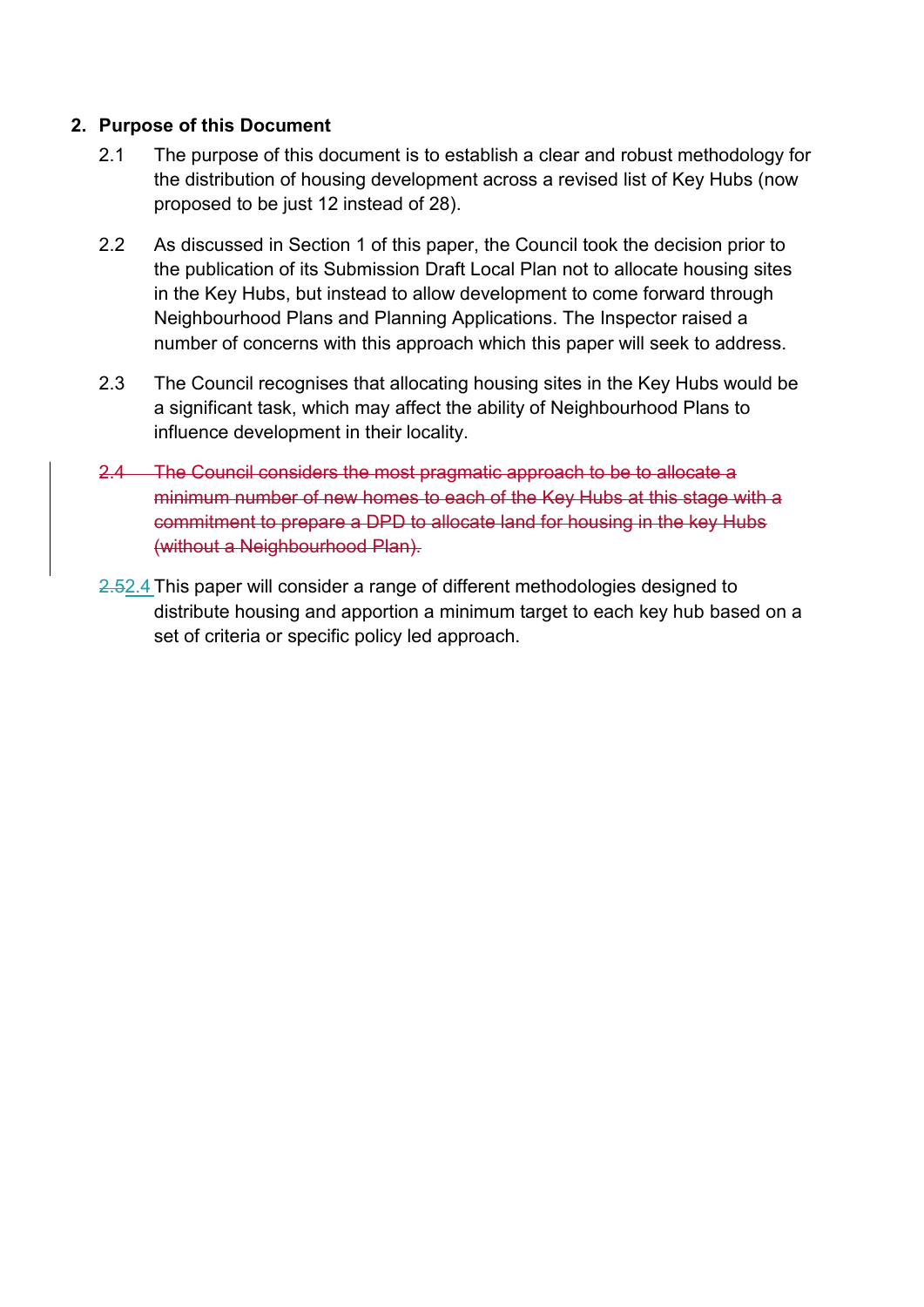## 2. Purpose of this Document

2.1 The purpose of this document is to establish a clear and robust methodology for the distribution of housing development across a revised list of Key Hubs (now proposed to be just 12 instead of 28).

2.2 As discussed in Section 1 of this paper, the Council took the decision prior to the publication of its Submission Draft Local Plan not to allocate housing sites in the Key Hubs, but instead to allow development to come forward through Neighbourhood Plans and Planning Applications. The Inspector raised a number of concerns with this approach which this paper will seek to address.

2.3 The Council recognises that allocating housing sites in the Key Hubs would be a significant task, which may affect the ability of Neighbourhood Plans to influence development in their locality.

~~2.4 The Council considers the most pragmatic approach to be to allocate a minimum number of new homes to each of the Key Hubs at this stage with a commitment to prepare a DPD to allocate land for housing in the key Hubs (without a Neighbourhood Plan).~~

~~2.5~~2.4 This paper will consider a range of different methodologies designed to distribute housing and apportion a minimum target to each key hub based on a set of criteria or specific policy led approach.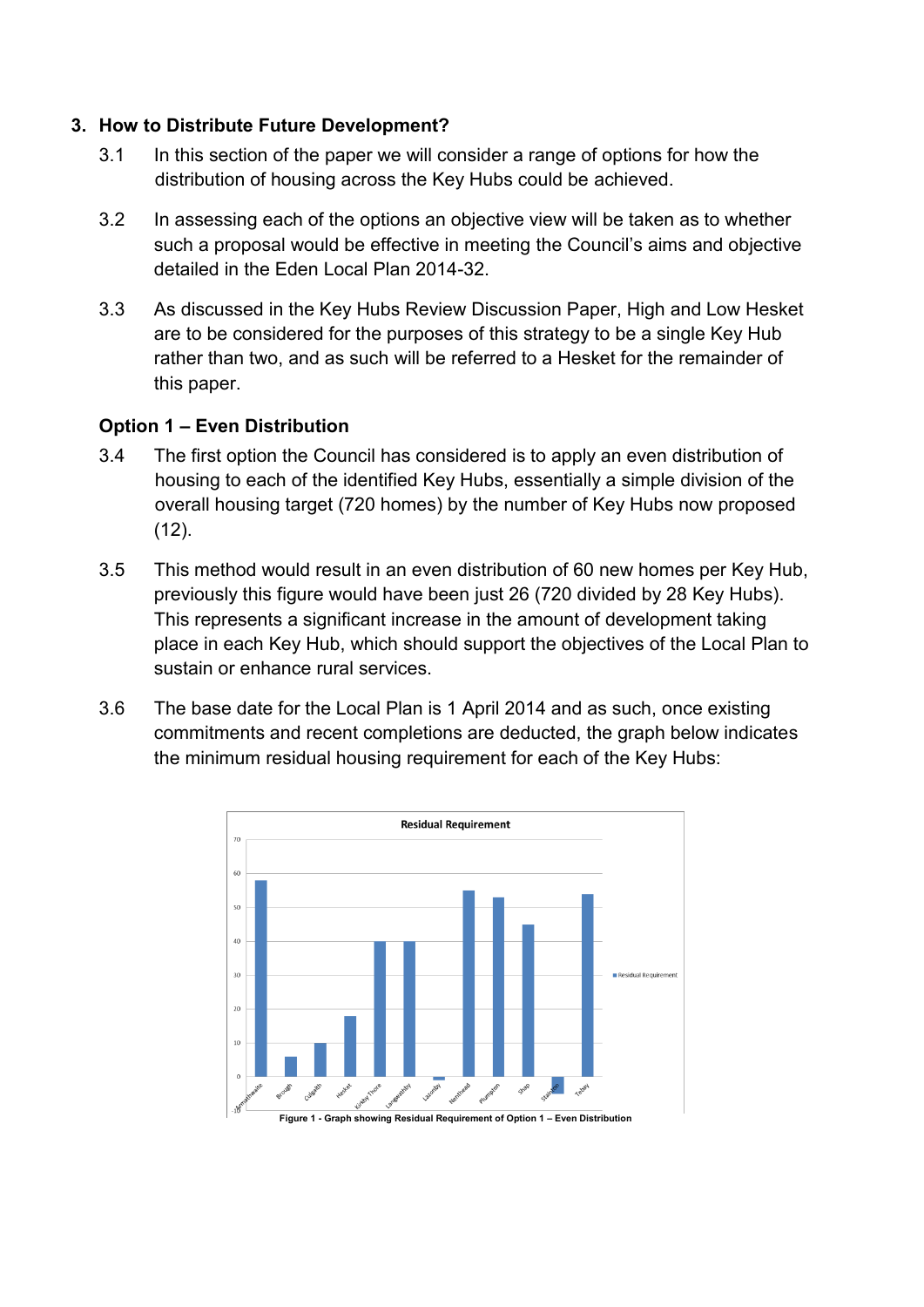## 3. How to Distribute Future Development?

3.1 In this section of the paper we will consider a range of options for how the distribution of housing across the Key Hubs could be achieved.

3.2 In assessing each of the options an objective view will be taken as to whether such a proposal would be effective in meeting the Council's aims and objective detailed in the Eden Local Plan 2014-32.

3.3 As discussed in the Key Hubs Review Discussion Paper, High and Low Hesket are to be considered for the purposes of this strategy to be a single Key Hub rather than two, and as such will be referred to a Hesket for the remainder of this paper.

### Option 1 – Even Distribution

3.4 The first option the Council has considered is to apply an even distribution of housing to each of the identified Key Hubs, essentially a simple division of the overall housing target (720 homes) by the number of Key Hubs now proposed (12).

3.5 This method would result in an even distribution of 60 new homes per Key Hub, previously this figure would have been just 26 (720 divided by 28 Key Hubs). This represents a significant increase in the amount of development taking place in each Key Hub, which should support the objectives of the Local Plan to sustain or enhance rural services.

3.6 The base date for the Local Plan is 1 April 2014 and as such, once existing commitments and recent completions are deducted, the graph below indicates the minimum residual housing requirement for each of the Key Hubs:

Residual Requirement

70
60
50
40
30
20
10
0
-10

Armathwaite
Brough
Culgaith
Hesket
Kirkby Thore
Langwathby
Lazonby
Nenthead
Plumpton
Shap
Stainton
Tebay

Residual Requirement

Figure 1 - Graph showing Residual Requirement of Option 1 – Even Distribution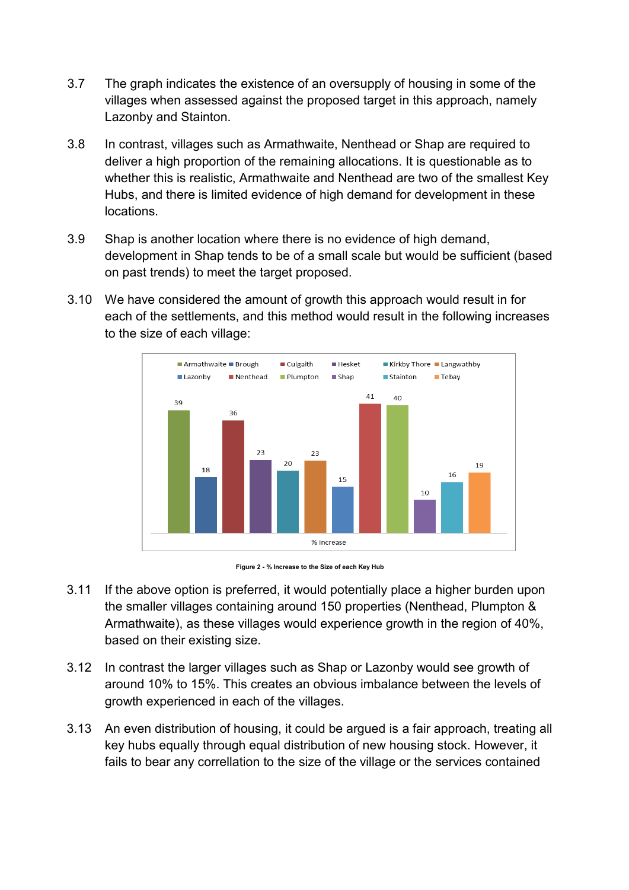3.7 The graph indicates the existence of an oversupply of housing in some of the villages when assessed against the proposed target in this approach, namely Lazonby and Stainton.

3.8 In contrast, villages such as Armathwaite, Nenthead or Shap are required to deliver a high proportion of the remaining allocations. It is questionable as to whether this is realistic, Armathwaite and Nenthead are two of the smallest Key Hubs, and there is limited evidence of high demand for development in these locations.

3.9 Shap is another location where there is no evidence of high demand, development in Shap tends to be of a small scale but would be sufficient (based on past trends) to meet the target proposed.

3.10 We have considered the amount of growth this approach would result in for each of the settlements, and this method would result in the following increases to the size of each village:

Armathwaite
Brough
Culgaith
Hesket
Kirkby Thore
Langwathby
Lazonby
Nenthead
Plumpton
Shap
Stainton
Tebay

39
18
36
23
20
23
15
41
40
10
16
19

% Increase

Figure 2 - % Increase to the Size of each Key Hub

3.11 If the above option is preferred, it would potentially place a higher burden upon the smaller villages containing around 150 properties (Nenthead, Plumpton & Armathwaite), as these villages would experience growth in the region of 40%, based on their existing size.

3.12 In contrast the larger villages such as Shap or Lazonby would see growth of around 10% to 15%. This creates an obvious imbalance between the levels of growth experienced in each of the villages.

3.13 An even distribution of housing, it could be argued is a fair approach, treating all key hubs equally through equal distribution of new housing stock. However, it fails to bear any correllation to the size of the village or the services contained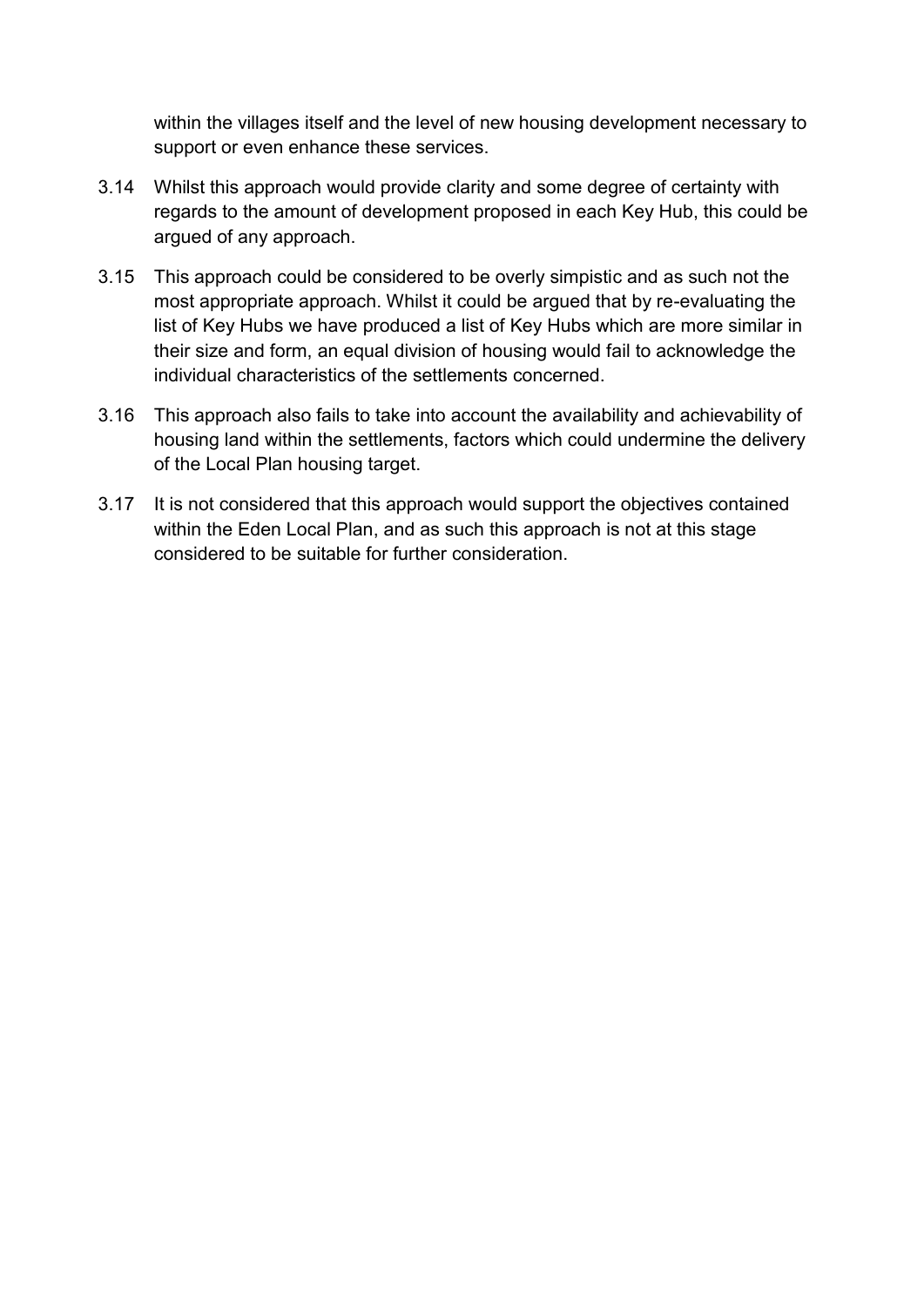within the villages itself and the level of new housing development necessary to support or even enhance these services.

3.14 Whilst this approach would provide clarity and some degree of certainty with regards to the amount of development proposed in each Key Hub, this could be argued of any approach.

3.15 This approach could be considered to be overly simpistic and as such not the most appropriate approach. Whilst it could be argued that by re-evaluating the list of Key Hubs we have produced a list of Key Hubs which are more similar in their size and form, an equal division of housing would fail to acknowledge the individual characteristics of the settlements concerned.

3.16 This approach also fails to take into account the availability and achievability of housing land within the settlements, factors which could undermine the delivery of the Local Plan housing target.

3.17 It is not considered that this approach would support the objectives contained within the Eden Local Plan, and as such this approach is not at this stage considered to be suitable for further consideration.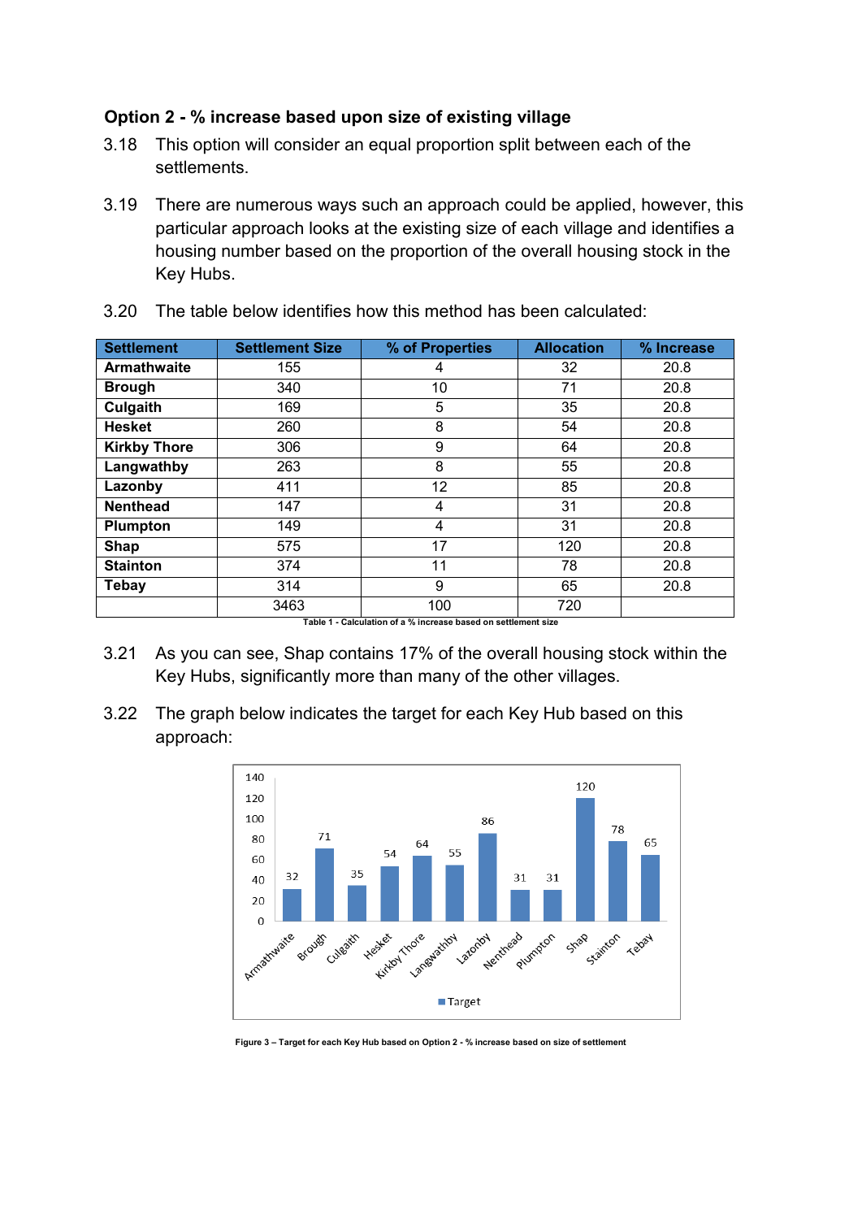### Option 2 - % increase based upon size of existing village

3.18 This option will consider an equal proportion split between each of the settlements.

3.19 There are numerous ways such an approach could be applied, however, this particular approach looks at the existing size of each village and identifies a housing number based on the proportion of the overall housing stock in the Key Hubs.

3.20 The table below identifies how this method has been calculated:

| Settlement | Settlement Size | % of Properties | Allocation | % Increase |
|---|---|---|---|---|
| **Armathwaite** | 155 | 4 | 32 | 20.8 |
| **Brough** | 340 | 10 | 71 | 20.8 |
| **Culgaith** | 169 | 5 | 35 | 20.8 |
| **Hesket** | 260 | 8 | 54 | 20.8 |
| **Kirkby Thore** | 306 | 9 | 64 | 20.8 |
| **Langwathby** | 263 | 8 | 55 | 20.8 |
| **Lazonby** | 411 | 12 | 85 | 20.8 |
| **Nenthead** | 147 | 4 | 31 | 20.8 |
| **Plumpton** | 149 | 4 | 31 | 20.8 |
| **Shap** | 575 | 17 | 120 | 20.8 |
| **Stainton** | 374 | 11 | 78 | 20.8 |
| **Tebay** | 314 | 9 | 65 | 20.8 |
| | 3463 | 100 | 720 | |

**Table 1 - Calculation of a % increase based on settlement size**

3.21 As you can see, Shap contains 17% of the overall housing stock within the Key Hubs, significantly more than many of the other villages.

3.22 The graph below indicates the target for each Key Hub based on this approach:

140
120
100
80
60
40
20
0

32 71 35 54 64 55 86 31 31 120 78 65

Armathwaite Brough Culgaith Hesket Kirkby Thore Langwathby Lazonby Nenthead Plumpton Shap Stainton Tebay

Target

**Figure 3 – Target for each Key Hub based on Option 2 - % increase based on size of settlement**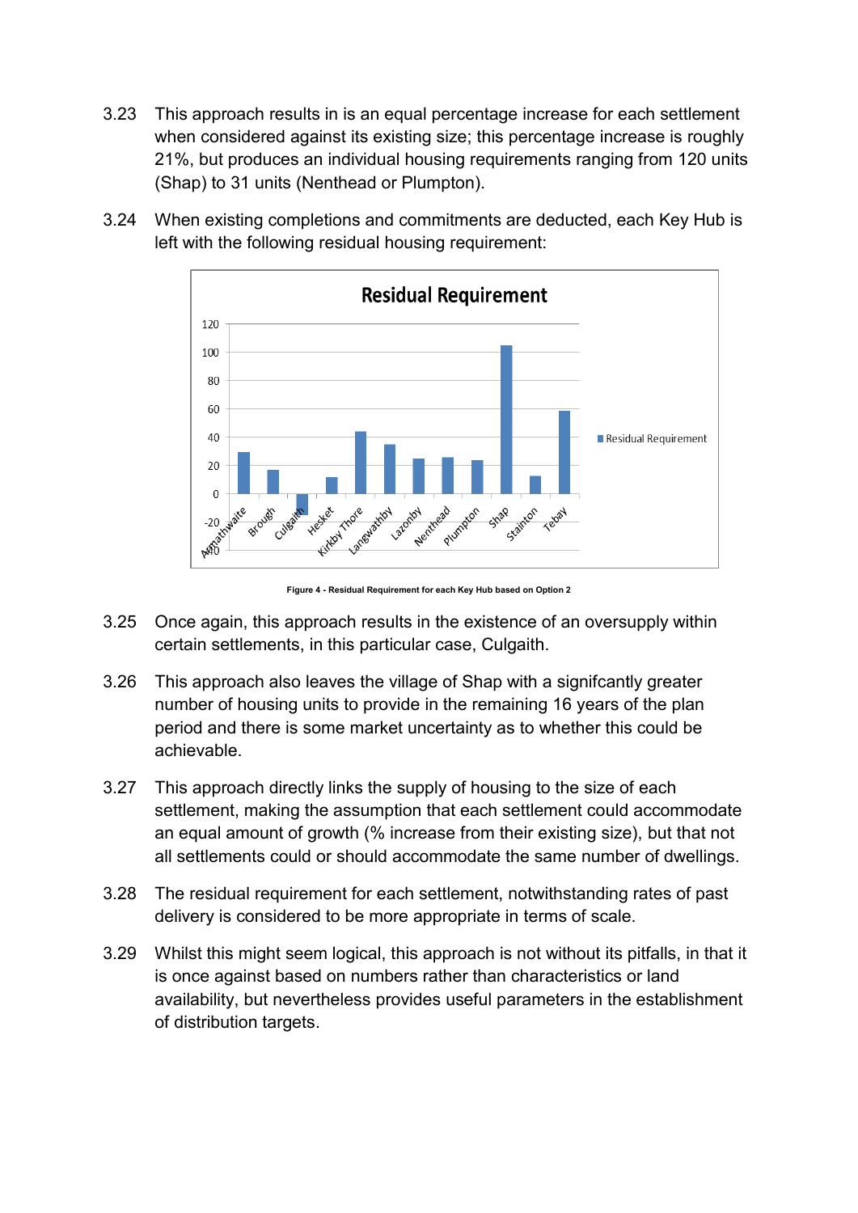3.23 This approach results in is an equal percentage increase for each settlement when considered against its existing size; this percentage increase is roughly 21%, but produces an individual housing requirements ranging from 120 units (Shap) to 31 units (Nenthead or Plumpton).

3.24 When existing completions and commitments are deducted, each Key Hub is left with the following residual housing requirement:

Residual Requirement

120
100
80
60
40
20
0
-20
-40

Armathwaite, Brough, Culgaith, Hesket, Kirkby Thore, Langwathby, Lazonby, Nenthead, Plumpton, Shap, Stainton, Tebay

Residual Requirement

Figure 4 - Residual Requirement for each Key Hub based on Option 2

3.25 Once again, this approach results in the existence of an oversupply within certain settlements, in this particular case, Culgaith.

3.26 This approach also leaves the village of Shap with a signifcantly greater number of housing units to provide in the remaining 16 years of the plan period and there is some market uncertainty as to whether this could be achievable.

3.27 This approach directly links the supply of housing to the size of each settlement, making the assumption that each settlement could accommodate an equal amount of growth (% increase from their existing size), but that not all settlements could or should accommodate the same number of dwellings.

3.28 The residual requirement for each settlement, notwithstanding rates of past delivery is considered to be more appropriate in terms of scale.

3.29 Whilst this might seem logical, this approach is not without its pitfalls, in that it is once against based on numbers rather than characteristics or land availability, but nevertheless provides useful parameters in the establishment of distribution targets.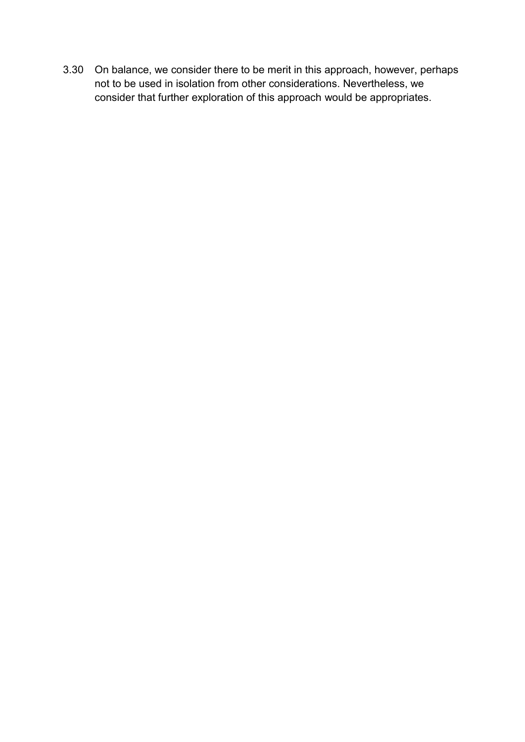3.30 On balance, we consider there to be merit in this approach, however, perhaps not to be used in isolation from other considerations. Nevertheless, we consider that further exploration of this approach would be appropriates.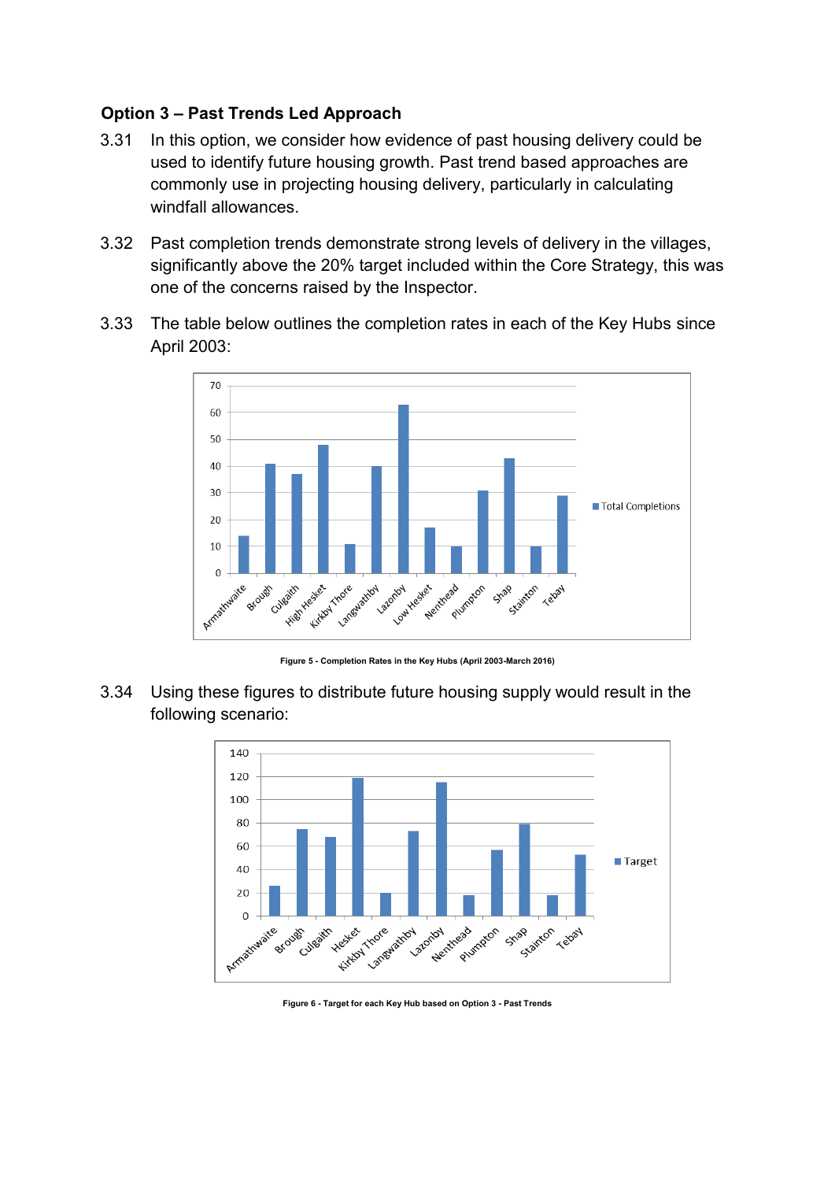**Option 3 – Past Trends Led Approach**

3.31 In this option, we consider how evidence of past housing delivery could be used to identify future housing growth. Past trend based approaches are commonly use in projecting housing delivery, particularly in calculating windfall allowances.

3.32 Past completion trends demonstrate strong levels of delivery in the villages, significantly above the 20% target included within the Core Strategy, this was one of the concerns raised by the Inspector.

3.33 The table below outlines the completion rates in each of the Key Hubs since April 2003:

70
60
50
40
30
20
10
0

Armathwaite
Brough
Culgaith
High Hesket
Kirkby Thore
Langwathby
Lazonby
Low Hesket
Nenthead
Plumpton
Shap
Stainton
Tebay

Total Completions

**Figure 5 - Completion Rates in the Key Hubs (April 2003-March 2016)**

3.34 Using these figures to distribute future housing supply would result in the following scenario:

140
120
100
80
60
40
20
0

Armathwaite
Brough
Culgaith
Hesket
Kirkby Thore
Langwathby
Lazonby
Nenthead
Plumpton
Shap
Stainton
Tebay

Target

**Figure 6 - Target for each Key Hub based on Option 3 - Past Trends**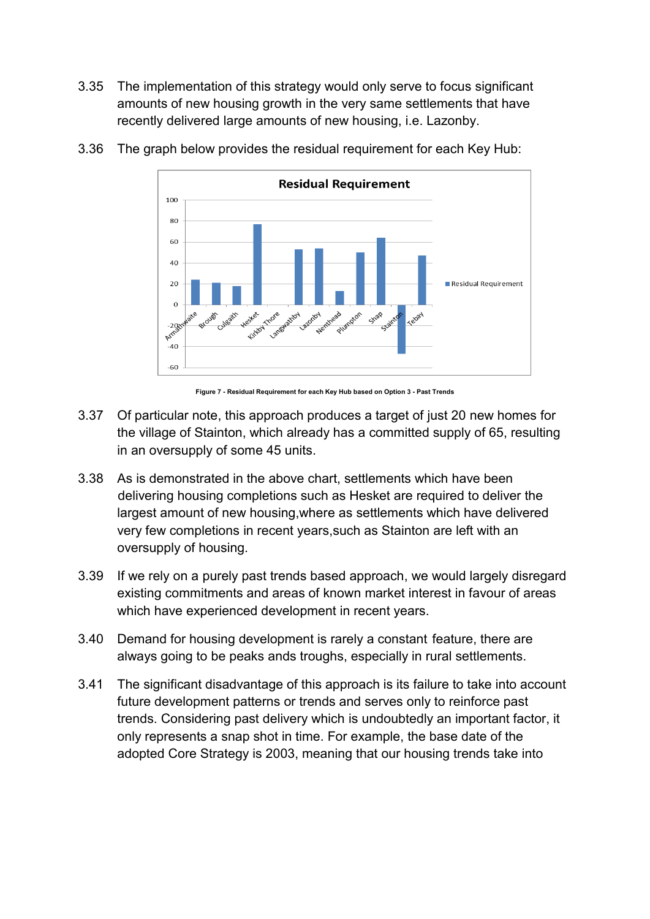3.35 The implementation of this strategy would only serve to focus significant amounts of new housing growth in the very same settlements that have recently delivered large amounts of new housing, i.e. Lazonby.

3.36 The graph below provides the residual requirement for each Key Hub:

Figure 7 - Residual Requirement for each Key Hub based on Option 3 - Past Trends

3.37 Of particular note, this approach produces a target of just 20 new homes for the village of Stainton, which already has a committed supply of 65, resulting in an oversupply of some 45 units.

3.38 As is demonstrated in the above chart, settlements which have been delivering housing completions such as Hesket are required to deliver the largest amount of new housing,where as settlements which have delivered very few completions in recent years,such as Stainton are left with an oversupply of housing.

3.39 If we rely on a purely past trends based approach, we would largely disregard existing commitments and areas of known market interest in favour of areas which have experienced development in recent years.

3.40 Demand for housing development is rarely a constant feature, there are always going to be peaks ands troughs, especially in rural settlements.

3.41 The significant disadvantage of this approach is its failure to take into account future development patterns or trends and serves only to reinforce past trends. Considering past delivery which is undoubtedly an important factor, it only represents a snap shot in time. For example, the base date of the adopted Core Strategy is 2003, meaning that our housing trends take into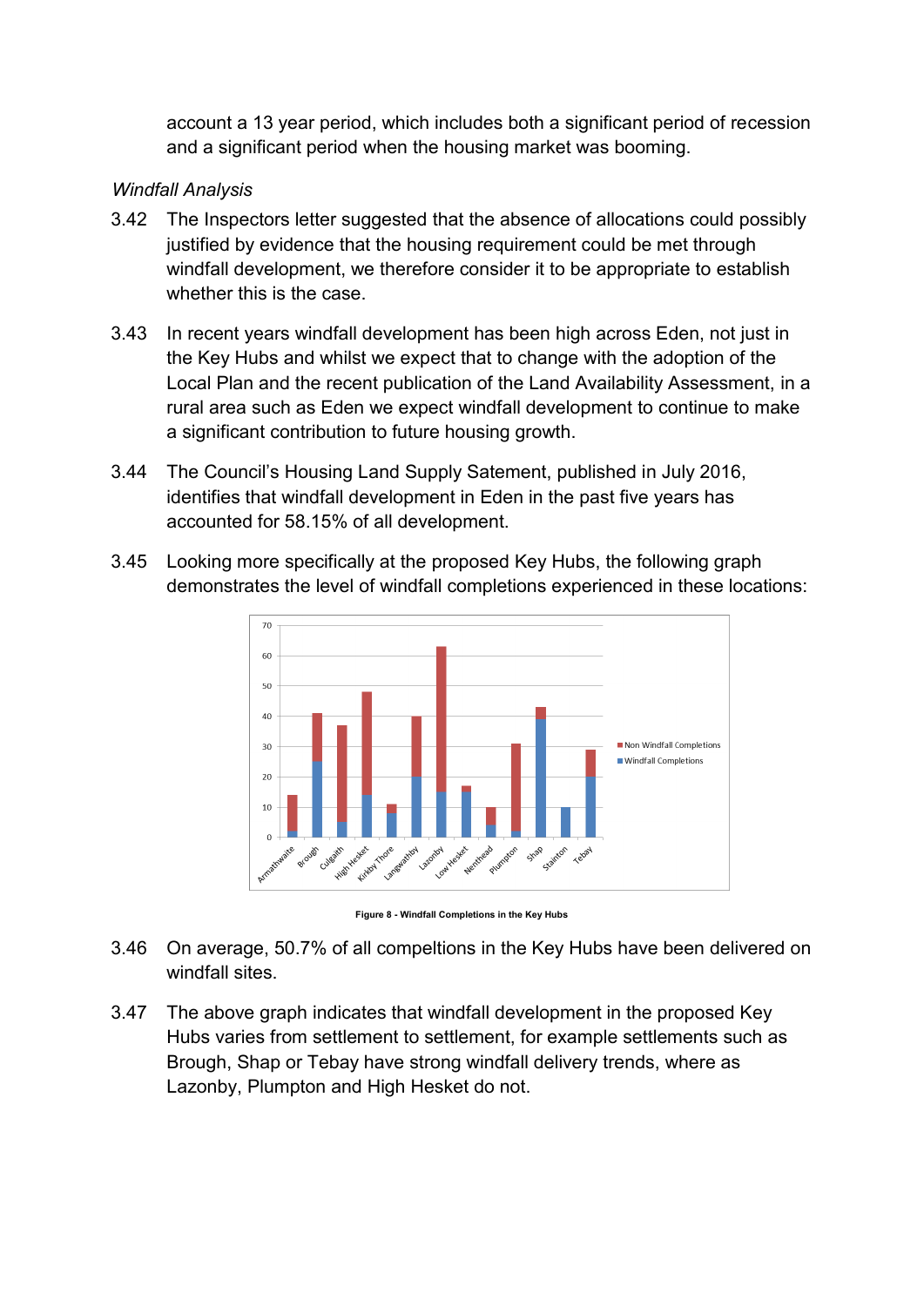account a 13 year period, which includes both a significant period of recession and a significant period when the housing market was booming.

*Windfall Analysis*

3.42 The Inspectors letter suggested that the absence of allocations could possibly justified by evidence that the housing requirement could be met through windfall development, we therefore consider it to be appropriate to establish whether this is the case.

3.43 In recent years windfall development has been high across Eden, not just in the Key Hubs and whilst we expect that to change with the adoption of the Local Plan and the recent publication of the Land Availability Assessment, in a rural area such as Eden we expect windfall development to continue to make a significant contribution to future housing growth.

3.44 The Council's Housing Land Supply Satement, published in July 2016, identifies that windfall development in Eden in the past five years has accounted for 58.15% of all development.

3.45 Looking more specifically at the proposed Key Hubs, the following graph demonstrates the level of windfall completions experienced in these locations:

70
60
50
40
30
20
10
0

Armathwaite
Brough
Culgaith
High Hesket
Kirkby Thore
Langwathby
Lazonby
Low Hesket
Nenthead
Plumpton
Shap
Stainton
Tebay

Non Windfall Completions
Windfall Completions

**Figure 8 - Windfall Completions in the Key Hubs**

3.46 On average, 50.7% of all compeltions in the Key Hubs have been delivered on windfall sites.

3.47 The above graph indicates that windfall development in the proposed Key Hubs varies from settlement to settlement, for example settlements such as Brough, Shap or Tebay have strong windfall delivery trends, where as Lazonby, Plumpton and High Hesket do not.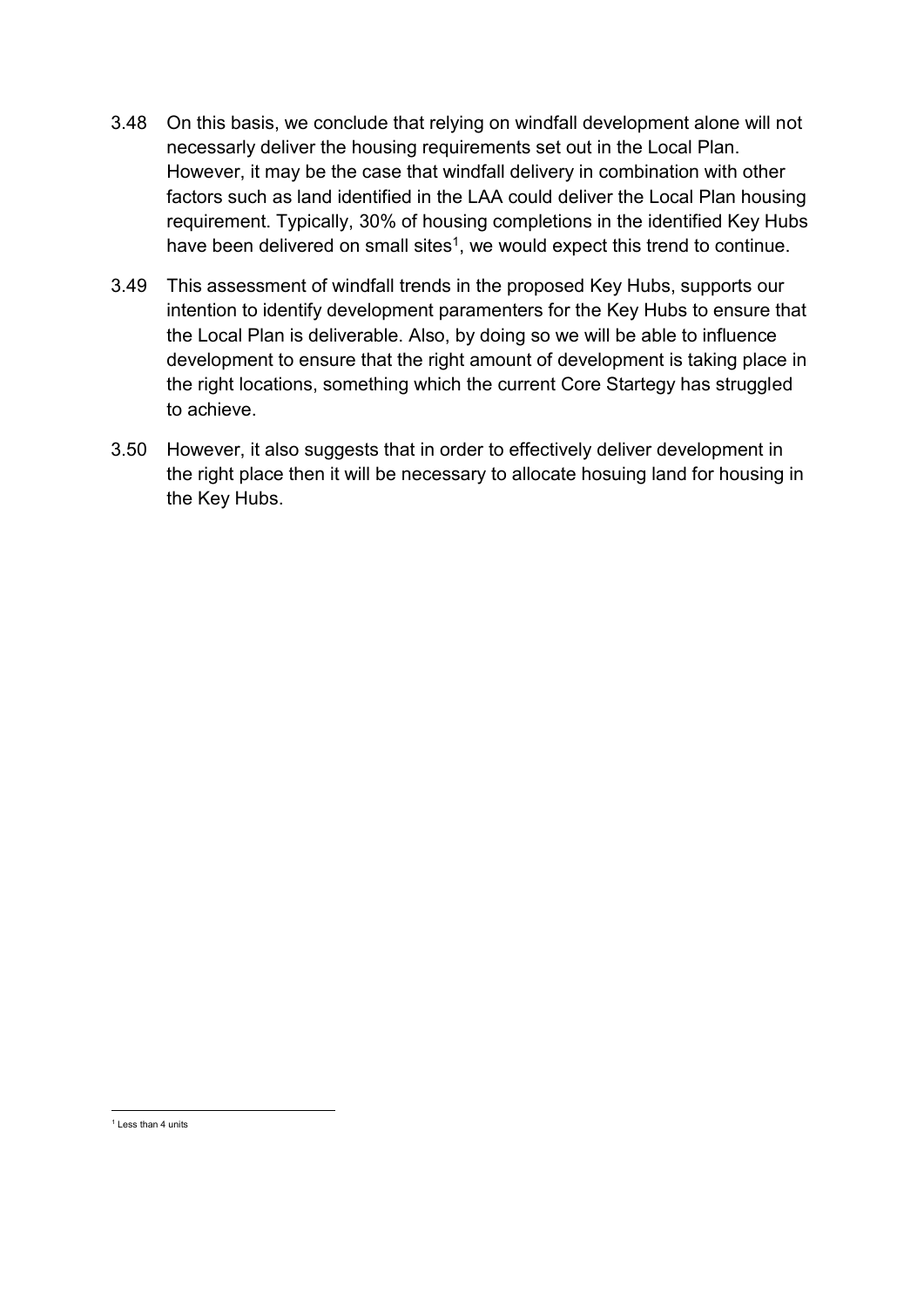3.48 On this basis, we conclude that relying on windfall development alone will not necessarly deliver the housing requirements set out in the Local Plan. However, it may be the case that windfall delivery in combination with other factors such as land identified in the LAA could deliver the Local Plan housing requirement. Typically, 30% of housing completions in the identified Key Hubs have been delivered on small sites[1], we would expect this trend to continue.

3.49 This assessment of windfall trends in the proposed Key Hubs, supports our intention to identify development paramenters for the Key Hubs to ensure that the Local Plan is deliverable. Also, by doing so we will be able to influence development to ensure that the right amount of development is taking place in the right locations, something which the current Core Startegy has struggled to achieve.

3.50 However, it also suggests that in order to effectively deliver development in the right place then it will be necessary to allocate hosuing land for housing in the Key Hubs.

[1] Less than 4 units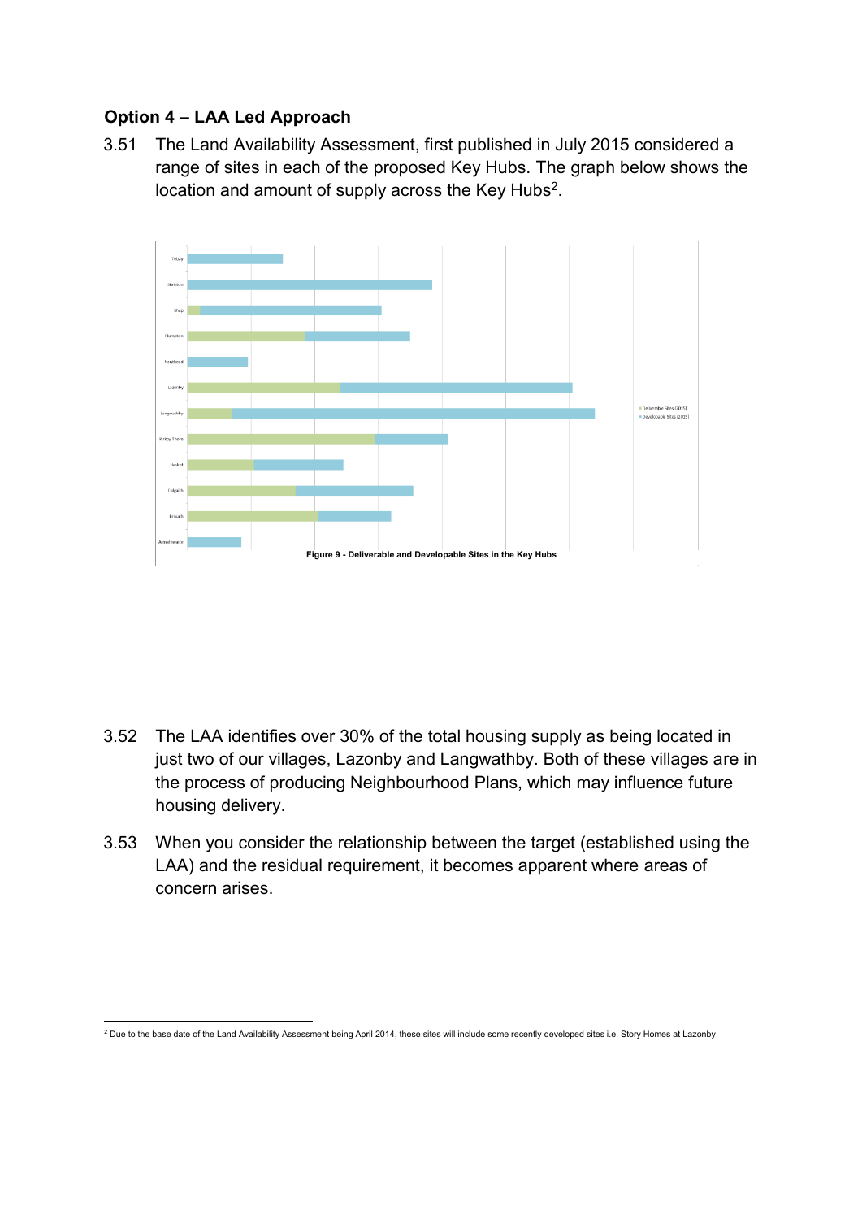### Option 4 – LAA Led Approach

3.51 The Land Availability Assessment, first published in July 2015 considered a range of sites in each of the proposed Key Hubs. The graph below shows the location and amount of supply across the Key Hubs[2].

Figure 9 - Deliverable and Developable Sites in the Key Hubs

3.52 The LAA identifies over 30% of the total housing supply as being located in just two of our villages, Lazonby and Langwathby. Both of these villages are in the process of producing Neighbourhood Plans, which may influence future housing delivery.

3.53 When you consider the relationship between the target (established using the LAA) and the residual requirement, it becomes apparent where areas of concern arises.

[2] Due to the base date of the Land Availability Assessment being April 2014, these sites will include some recently developed sites i.e. Story Homes at Lazonby.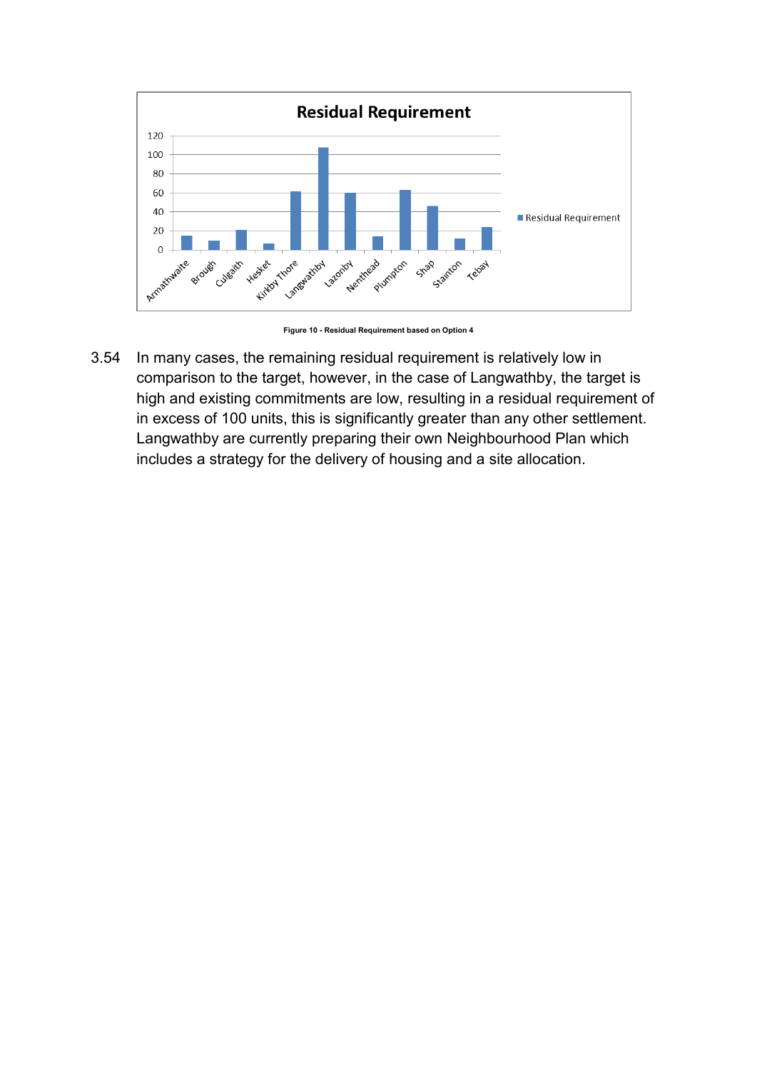Residual Requirement

120
100
80
60
40
20
0

Armathwaite
Brough
Culgaith
Hesket
Kirkby Thore
Langwathby
Lazonby
Nenthead
Plumpton
Shap
Stainton
Tebay

Residual Requirement

**Figure 10 - Residual Requirement based on Option 4**

3.54 In many cases, the remaining residual requirement is relatively low in comparison to the target, however, in the case of Langwathby, the target is high and existing commitments are low, resulting in a residual requirement of in excess of 100 units, this is significantly greater than any other settlement. Langwathby are currently preparing their own Neighbourhood Plan which includes a strategy for the delivery of housing and a site allocation.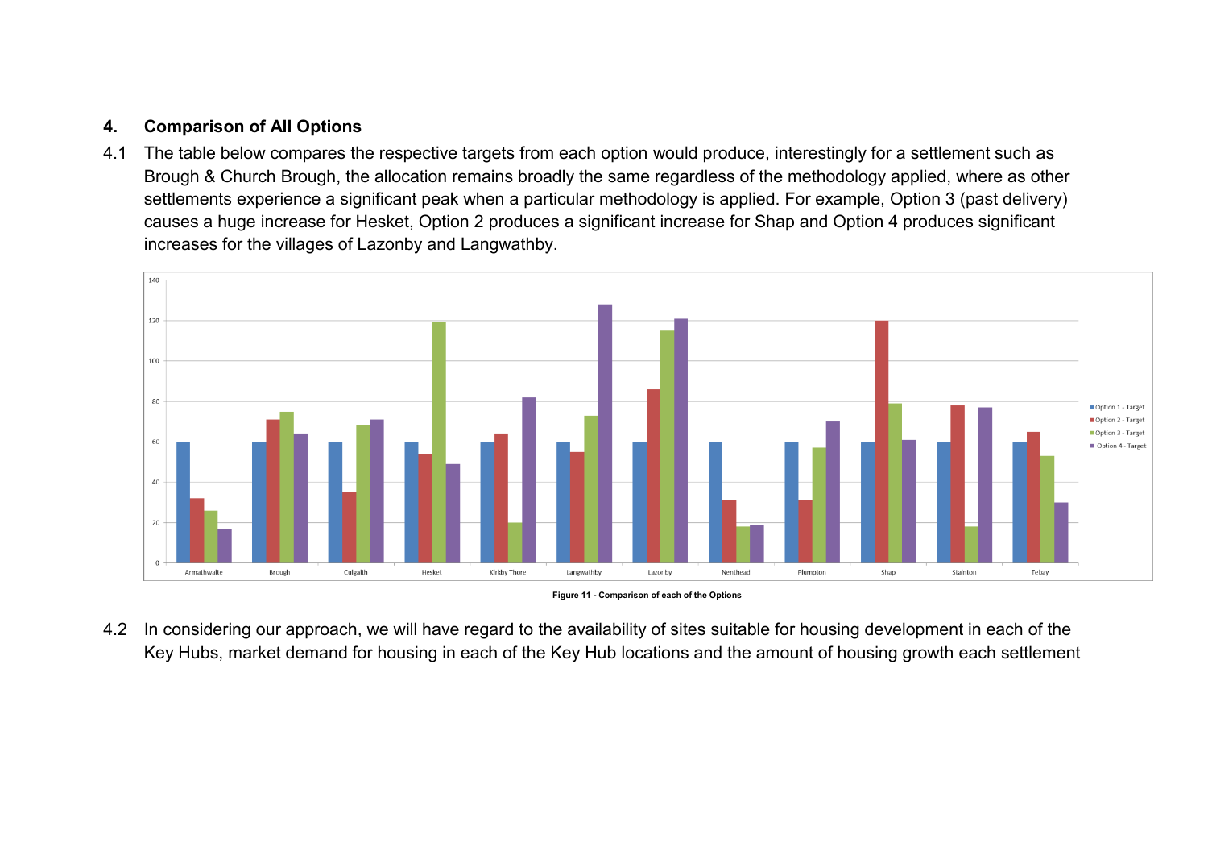## 4. Comparison of All Options

4.1 The table below compares the respective targets from each option would produce, interestingly for a settlement such as Brough & Church Brough, the allocation remains broadly the same regardless of the methodology applied, where as other settlements experience a significant peak when a particular methodology is applied. For example, Option 3 (past delivery) causes a huge increase for Hesket, Option 2 produces a significant increase for Shap and Option 4 produces significant increases for the villages of Lazonby and Langwathby.

140
120
100
80
60
40
20
0

Armathwaite
Brough
Culgaith
Hesket
Kirkby Thore
Langwathby
Lazonby
Nenthead
Plumpton
Shap
Stainton
Tebay

Option 1 - Target
Option 2 - Target
Option 3 - Target
Option 4 - Target

**Figure 11 - Comparison of each of the Options**

4.2 In considering our approach, we will have regard to the availability of sites suitable for housing development in each of the Key Hubs, market demand for housing in each of the Key Hub locations and the amount of housing growth each settlement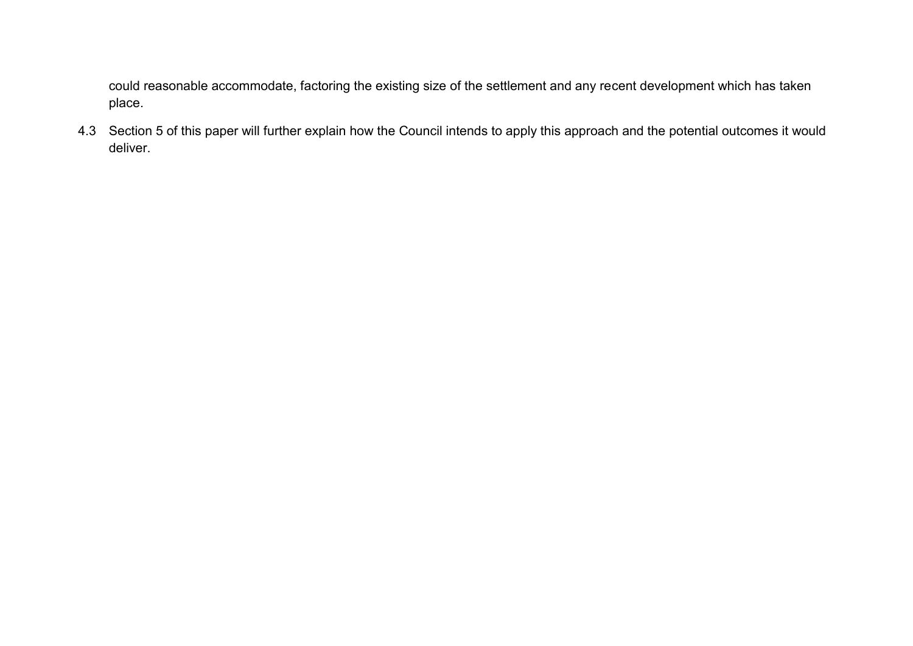could reasonable accommodate, factoring the existing size of the settlement and any recent development which has taken place.

4.3 Section 5 of this paper will further explain how the Council intends to apply this approach and the potential outcomes it would deliver.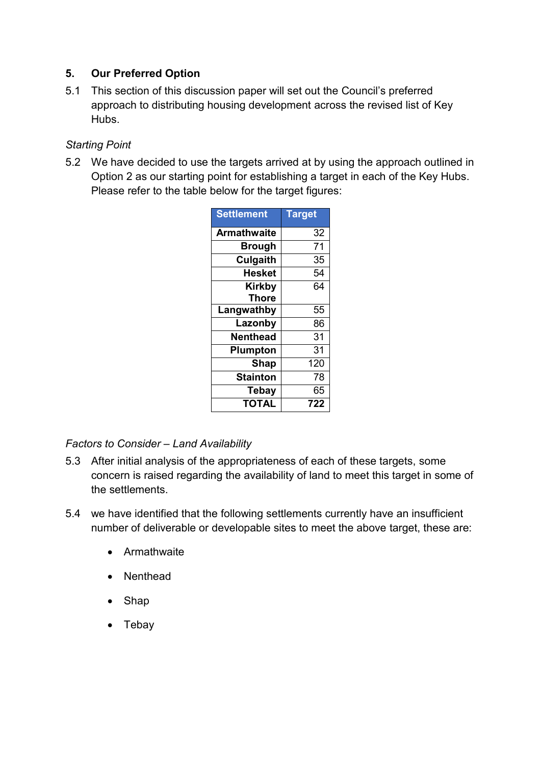## 5. Our Preferred Option

5.1 This section of this discussion paper will set out the Council's preferred approach to distributing housing development across the revised list of Key Hubs.

*Starting Point*

5.2 We have decided to use the targets arrived at by using the approach outlined in Option 2 as our starting point for establishing a target in each of the Key Hubs. Please refer to the table below for the target figures:

| Settlement | Target |
|---|---|
| **Armathwaite** | 32 |
| **Brough** | 71 |
| **Culgaith** | 35 |
| **Hesket** | 54 |
| **Kirkby Thore** | 64 |
| **Langwathby** | 55 |
| **Lazonby** | 86 |
| **Nenthead** | 31 |
| **Plumpton** | 31 |
| **Shap** | 120 |
| **Stainton** | 78 |
| **Tebay** | 65 |
| **TOTAL** | **722** |

*Factors to Consider – Land Availability*

5.3 After initial analysis of the appropriateness of each of these targets, some concern is raised regarding the availability of land to meet this target in some of the settlements.

5.4 we have identified that the following settlements currently have an insufficient number of deliverable or developable sites to meet the above target, these are:

- Armathwaite
- Nenthead
- Shap
- Tebay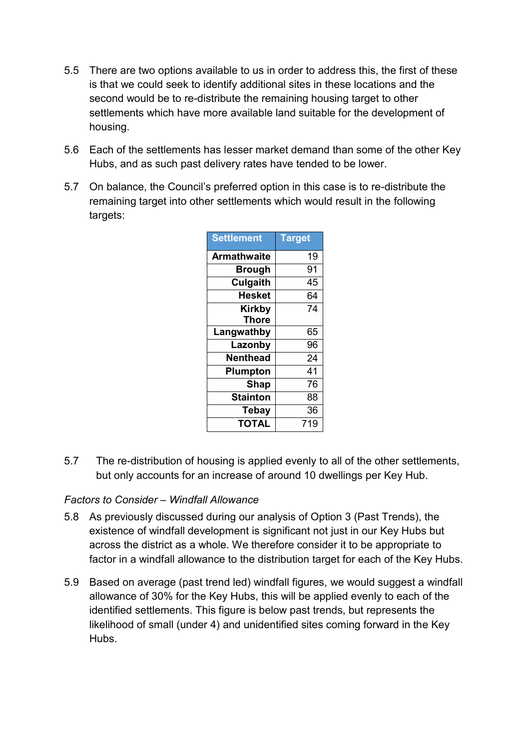5.5 There are two options available to us in order to address this, the first of these is that we could seek to identify additional sites in these locations and the second would be to re-distribute the remaining housing target to other settlements which have more available land suitable for the development of housing.

5.6 Each of the settlements has lesser market demand than some of the other Key Hubs, and as such past delivery rates have tended to be lower.

5.7 On balance, the Council's preferred option in this case is to re-distribute the remaining target into other settlements which would result in the following targets:

| Settlement | Target |
|---|---|
| **Armathwaite** | 19 |
| **Brough** | 91 |
| **Culgaith** | 45 |
| **Hesket** | 64 |
| **Kirkby Thore** | 74 |
| **Langwathby** | 65 |
| **Lazonby** | 96 |
| **Nenthead** | 24 |
| **Plumpton** | 41 |
| **Shap** | 76 |
| **Stainton** | 88 |
| **Tebay** | 36 |
| **TOTAL** | 719 |

5.7 The re-distribution of housing is applied evenly to all of the other settlements, but only accounts for an increase of around 10 dwellings per Key Hub.

*Factors to Consider – Windfall Allowance*

5.8 As previously discussed during our analysis of Option 3 (Past Trends), the existence of windfall development is significant not just in our Key Hubs but across the district as a whole. We therefore consider it to be appropriate to factor in a windfall allowance to the distribution target for each of the Key Hubs.

5.9 Based on average (past trend led) windfall figures, we would suggest a windfall allowance of 30% for the Key Hubs, this will be applied evenly to each of the identified settlements. This figure is below past trends, but represents the likelihood of small (under 4) and unidentified sites coming forward in the Key Hubs.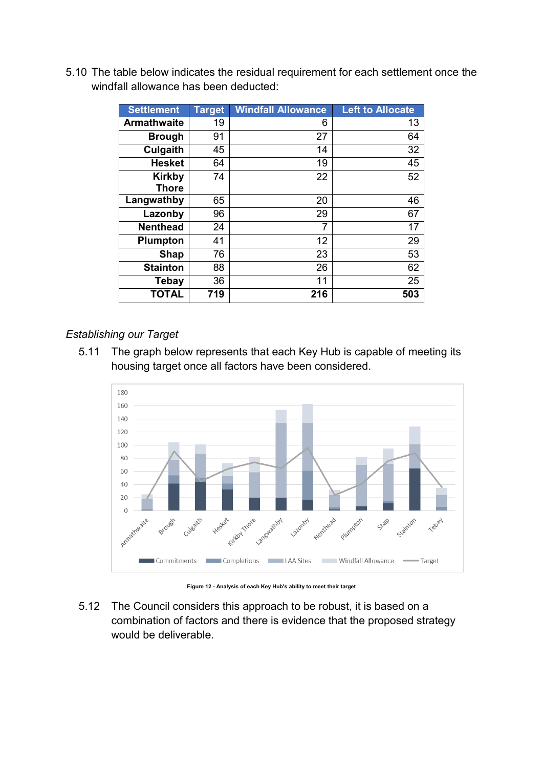5.10 The table below indicates the residual requirement for each settlement once the windfall allowance has been deducted:

| Settlement | Target | Windfall Allowance | Left to Allocate |
|---|---|---|---|
| **Armathwaite** | 19 | 6 | 13 |
| **Brough** | 91 | 27 | 64 |
| **Culgaith** | 45 | 14 | 32 |
| **Hesket** | 64 | 19 | 45 |
| **Kirkby Thore** | 74 | 22 | 52 |
| **Langwathby** | 65 | 20 | 46 |
| **Lazonby** | 96 | 29 | 67 |
| **Nenthead** | 24 | 7 | 17 |
| **Plumpton** | 41 | 12 | 29 |
| **Shap** | 76 | 23 | 53 |
| **Stainton** | 88 | 26 | 62 |
| **Tebay** | 36 | 11 | 25 |
| **TOTAL** | **719** | **216** | **503** |

*Establishing our Target*

5.11 The graph below represents that each Key Hub is capable of meeting its housing target once all factors have been considered.

180
160
140
120
100
80
60
40
20
0

Armathwaite, Brough, Culgaith, Hesket, Kirkby Thore, Langwathby, Lazonby, Nenthead, Plumpton, Shap, Stainton, Tebay

Commitments, Completions, LAA Sites, Windfall Allowance, Target

**Figure 12 - Analysis of each Key Hub's ability to meet their target**

5.12 The Council considers this approach to be robust, it is based on a combination of factors and there is evidence that the proposed strategy would be deliverable.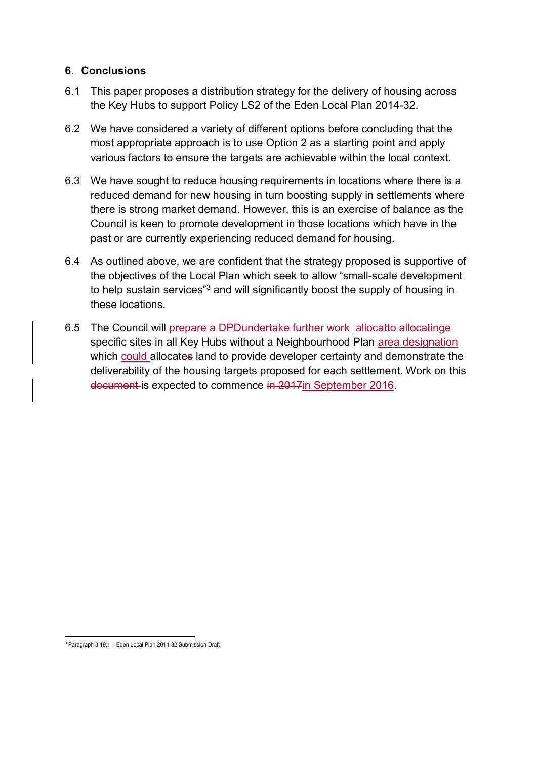### 6. Conclusions

6.1 This paper proposes a distribution strategy for the delivery of housing across the Key Hubs to support Policy LS2 of the Eden Local Plan 2014-32.

6.2 We have considered a variety of different options before concluding that the most appropriate approach is to use Option 2 as a starting point and apply various factors to ensure the targets are achievable within the local context.

6.3 We have sought to reduce housing requirements in locations where there is a reduced demand for new housing in turn boosting supply in settlements where there is strong market demand. However, this is an exercise of balance as the Council is keen to promote development in those locations which have in the past or are currently experiencing reduced demand for housing.

6.4 As outlined above, we are confident that the strategy proposed is supportive of the objectives of the Local Plan which seek to allow "small-scale development to help sustain services"[3] and will significantly boost the supply of housing in these locations.

6.5 The Council will ~~prepare a DPD~~undertake further work ~~allocat~~to allocat~~ing~~e specific sites in all Key Hubs without a Neighbourhood Plan area designation which could allocate~~s~~ land to provide developer certainty and demonstrate the deliverability of the housing targets proposed for each settlement. Work on this ~~document~~ is expected to commence ~~in 2017~~in September 2016.

[3] Paragraph 3.19.1 – Eden Local Plan 2014-32 Submission Draft